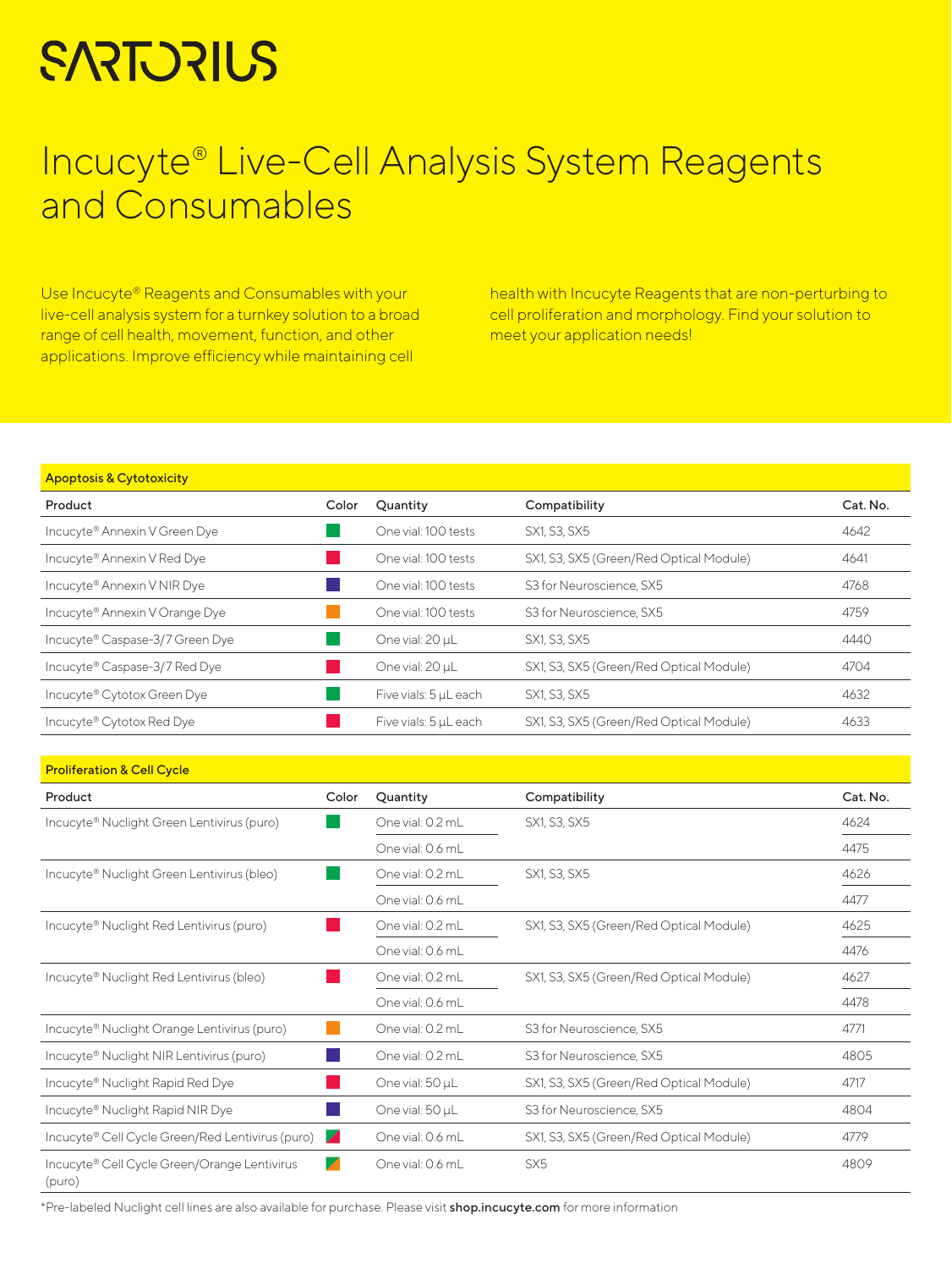# SARTORIUS

# Incucyte® Live-Cell Analysis System Reagents and Consumables

Use Incucyte® Reagents and Consumables with your live-cell analysis system for a turnkey solution to a broad range of cell health, movement, function, and other applications. Improve efficiency while maintaining cell health with Incucyte Reagents that are non-perturbing to cell proliferation and morphology. Find your solution to meet your application needs!

## Apoptosis & Cytotoxicity

| Product | Color | Quantity | Compatibility | Cat. No. |
|---|---|---|---|---|
| Incucyte® Annexin V Green Dye | Green | One vial: 100 tests | SX1, S3, SX5 | 4642 |
| Incucyte® Annexin V Red Dye | Red | One vial: 100 tests | SX1, S3, SX5 (Green/Red Optical Module) | 4641 |
| Incucyte® Annexin V NIR Dye | NIR | One vial: 100 tests | S3 for Neuroscience, SX5 | 4768 |
| Incucyte® Annexin V Orange Dye | Orange | One vial: 100 tests | S3 for Neuroscience, SX5 | 4759 |
| Incucyte® Caspase-3/7 Green Dye | Green | One vial: 20 µL | SX1, S3, SX5 | 4440 |
| Incucyte® Caspase-3/7 Red Dye | Red | One vial: 20 µL | SX1, S3, SX5 (Green/Red Optical Module) | 4704 |
| Incucyte® Cytotox Green Dye | Green | Five vials: 5 µL each | SX1, S3, SX5 | 4632 |
| Incucyte® Cytotox Red Dye | Red | Five vials: 5 µL each | SX1, S3, SX5 (Green/Red Optical Module) | 4633 |

## Proliferation & Cell Cycle

| Product | Color | Quantity | Compatibility | Cat. No. |
|---|---|---|---|---|
| Incucyte® Nuclight Green Lentivirus (puro) | Green | One vial: 0.2 mL | SX1, S3, SX5 | 4624 |
| | | One vial: 0.6 mL | | 4475 |
| Incucyte® Nuclight Green Lentivirus (bleo) | Green | One vial: 0.2 mL | SX1, S3, SX5 | 4626 |
| | | One vial: 0.6 mL | | 4477 |
| Incucyte® Nuclight Red Lentivirus (puro) | Red | One vial: 0.2 mL | SX1, S3, SX5 (Green/Red Optical Module) | 4625 |
| | | One vial: 0.6 mL | | 4476 |
| Incucyte® Nuclight Red Lentivirus (bleo) | Red | One vial: 0.2 mL | SX1, S3, SX5 (Green/Red Optical Module) | 4627 |
| | | One vial: 0.6 mL | | 4478 |
| Incucyte® Nuclight Orange Lentivirus (puro) | Orange | One vial: 0.2 mL | S3 for Neuroscience, SX5 | 4771 |
| Incucyte® Nuclight NIR Lentivirus (puro) | NIR | One vial: 0.2 mL | S3 for Neuroscience, SX5 | 4805 |
| Incucyte® Nuclight Rapid Red Dye | Red | One vial: 50 µL | SX1, S3, SX5 (Green/Red Optical Module) | 4717 |
| Incucyte® Nuclight Rapid NIR Dye | NIR | One vial: 50 µL | S3 for Neuroscience, SX5 | 4804 |
| Incucyte® Cell Cycle Green/Red Lentivirus (puro) | Green/Red | One vial: 0.6 mL | SX1, S3, SX5 (Green/Red Optical Module) | 4779 |
| Incucyte® Cell Cycle Green/Orange Lentivirus (puro) | Green/Orange | One vial: 0.6 mL | SX5 | 4809 |

*Pre-labeled Nuclight cell lines are also available for purchase. Please visit **shop.incucyte.com** for more information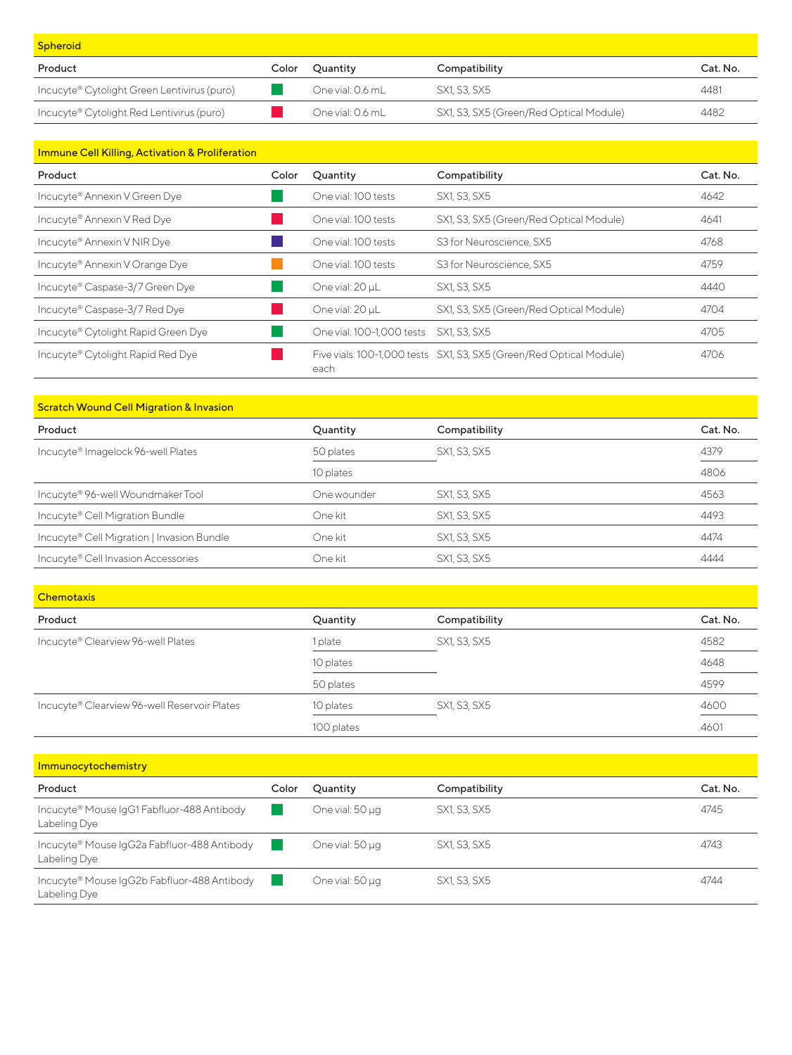## Spheroid

| Product | Color | Quantity | Compatibility | Cat. No. |
| --- | --- | --- | --- | --- |
| Incucyte® Cytolight Green Lentivirus (puro) | Green | One vial: 0.6 mL | SX1, S3, SX5 | 4481 |
| Incucyte® Cytolight Red Lentivirus (puro) | Red | One vial: 0.6 mL | SX1, S3, SX5 (Green/Red Optical Module) | 4482 |

## Immune Cell Killing, Activation & Proliferation

| Product | Color | Quantity | Compatibility | Cat. No. |
| --- | --- | --- | --- | --- |
| Incucyte® Annexin V Green Dye | Green | One vial: 100 tests | SX1, S3, SX5 | 4642 |
| Incucyte® Annexin V Red Dye | Red | One vial: 100 tests | SX1, S3, SX5 (Green/Red Optical Module) | 4641 |
| Incucyte® Annexin V NIR Dye | NIR | One vial: 100 tests | S3 for Neuroscience, SX5 | 4768 |
| Incucyte® Annexin V Orange Dye | Orange | One vial: 100 tests | S3 for Neuroscience, SX5 | 4759 |
| Incucyte® Caspase-3/7 Green Dye | Green | One vial: 20 µL | SX1, S3, SX5 | 4440 |
| Incucyte® Caspase-3/7 Red Dye | Red | One vial: 20 µL | SX1, S3, SX5 (Green/Red Optical Module) | 4704 |
| Incucyte® Cytolight Rapid Green Dye | Green | One vial: 100-1,000 tests | SX1, S3, SX5 | 4705 |
| Incucyte® Cytolight Rapid Red Dye | Red | Five vials: 100-1,000 tests each | SX1, S3, SX5 (Green/Red Optical Module) | 4706 |

## Scratch Wound Cell Migration & Invasion

| Product | Quantity | Compatibility | Cat. No. |
| --- | --- | --- | --- |
| Incucyte® Imagelock 96-well Plates | 50 plates | SX1, S3, SX5 | 4379 |
| | 10 plates | | 4806 |
| Incucyte® 96-well Woundmaker Tool | One wounder | SX1, S3, SX5 | 4563 |
| Incucyte® Cell Migration Bundle | One kit | SX1, S3, SX5 | 4493 |
| Incucyte® Cell Migration \| Invasion Bundle | One kit | SX1, S3, SX5 | 4474 |
| Incucyte® Cell Invasion Accessories | One kit | SX1, S3, SX5 | 4444 |

## Chemotaxis

| Product | Quantity | Compatibility | Cat. No. |
| --- | --- | --- | --- |
| Incucyte® Clearview 96-well Plates | 1 plate | SX1, S3, SX5 | 4582 |
| | 10 plates | | 4648 |
| | 50 plates | | 4599 |
| Incucyte® Clearview 96-well Reservoir Plates | 10 plates | SX1, S3, SX5 | 4600 |
| | 100 plates | | 4601 |

## Immunocytochemistry

| Product | Color | Quantity | Compatibility | Cat. No. |
| --- | --- | --- | --- | --- |
| Incucyte® Mouse IgG1 Fabfluor-488 Antibody Labeling Dye | Green | One vial: 50 µg | SX1, S3, SX5 | 4745 |
| Incucyte® Mouse IgG2a Fabfluor-488 Antibody Labeling Dye | Green | One vial: 50 µg | SX1, S3, SX5 | 4743 |
| Incucyte® Mouse IgG2b Fabfluor-488 Antibody Labeling Dye | Green | One vial: 50 µg | SX1, S3, SX5 | 4744 |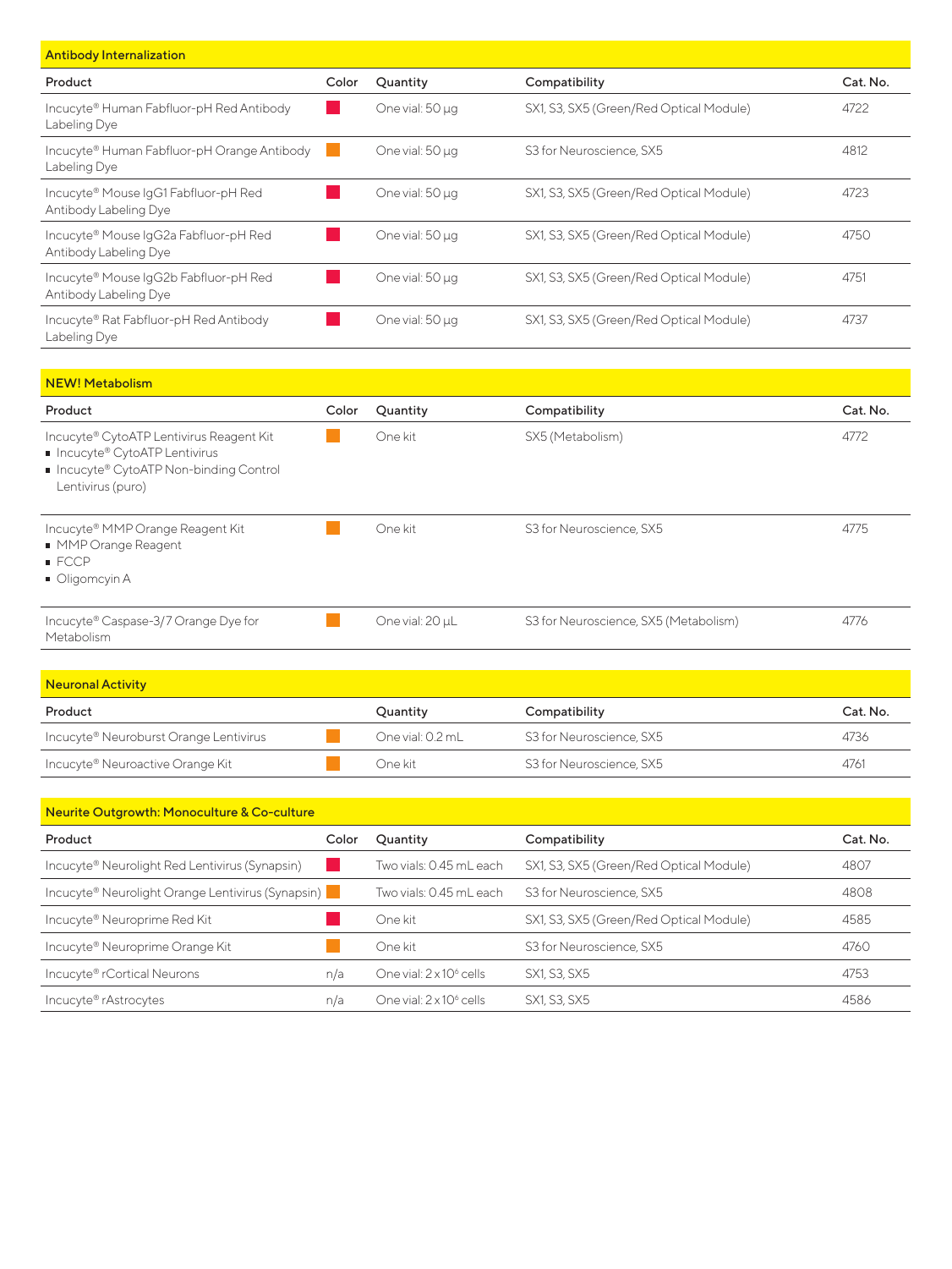## Antibody Internalization

| Product | Color | Quantity | Compatibility | Cat. No. |
| --- | --- | --- | --- | --- |
| Incucyte® Human Fabfluor-pH Red Antibody Labeling Dye | Red | One vial: 50 µg | SX1, S3, SX5 (Green/Red Optical Module) | 4722 |
| Incucyte® Human Fabfluor-pH Orange Antibody Labeling Dye | Orange | One vial: 50 µg | S3 for Neuroscience, SX5 | 4812 |
| Incucyte® Mouse IgG1 Fabfluor-pH Red Antibody Labeling Dye | Red | One vial: 50 µg | SX1, S3, SX5 (Green/Red Optical Module) | 4723 |
| Incucyte® Mouse IgG2a Fabfluor-pH Red Antibody Labeling Dye | Red | One vial: 50 µg | SX1, S3, SX5 (Green/Red Optical Module) | 4750 |
| Incucyte® Mouse IgG2b Fabfluor-pH Red Antibody Labeling Dye | Red | One vial: 50 µg | SX1, S3, SX5 (Green/Red Optical Module) | 4751 |
| Incucyte® Rat Fabfluor-pH Red Antibody Labeling Dye | Red | One vial: 50 µg | SX1, S3, SX5 (Green/Red Optical Module) | 4737 |

## NEW! Metabolism

| Product | Color | Quantity | Compatibility | Cat. No. |
| --- | --- | --- | --- | --- |
| Incucyte® CytoATP Lentivirus Reagent Kit<br>▪ Incucyte® CytoATP Lentivirus<br>▪ Incucyte® CytoATP Non-binding Control Lentivirus (puro) | Orange | One kit | SX5 (Metabolism) | 4772 |
| Incucyte® MMP Orange Reagent Kit<br>▪ MMP Orange Reagent<br>▪ FCCP<br>▪ Oligomcyin A | Orange | One kit | S3 for Neuroscience, SX5 | 4775 |
| Incucyte® Caspase-3/7 Orange Dye for Metabolism | Orange | One vial: 20 µL | S3 for Neuroscience, SX5 (Metabolism) | 4776 |

## Neuronal Activity

| Product | | Quantity | Compatibility | Cat. No. |
| --- | --- | --- | --- | --- |
| Incucyte® Neuroburst Orange Lentivirus | Orange | One vial: 0.2 mL | S3 for Neuroscience, SX5 | 4736 |
| Incucyte® Neuroactive Orange Kit | Orange | One kit | S3 for Neuroscience, SX5 | 4761 |

## Neurite Outgrowth: Monoculture & Co-culture

| Product | Color | Quantity | Compatibility | Cat. No. |
| --- | --- | --- | --- | --- |
| Incucyte® Neurolight Red Lentivirus (Synapsin) | Red | Two vials: 0.45 mL each | SX1, S3, SX5 (Green/Red Optical Module) | 4807 |
| Incucyte® Neurolight Orange Lentivirus (Synapsin) | Orange | Two vials: 0.45 mL each | S3 for Neuroscience, SX5 | 4808 |
| Incucyte® Neuroprime Red Kit | Red | One kit | SX1, S3, SX5 (Green/Red Optical Module) | 4585 |
| Incucyte® Neuroprime Orange Kit | Orange | One kit | S3 for Neuroscience, SX5 | 4760 |
| Incucyte® rCortical Neurons | n/a | One vial: $2 \times 10^6$ cells | SX1, S3, SX5 | 4753 |
| Incucyte® rAstrocytes | n/a | One vial: $2 \times 10^6$ cells | SX1, S3, SX5 | 4586 |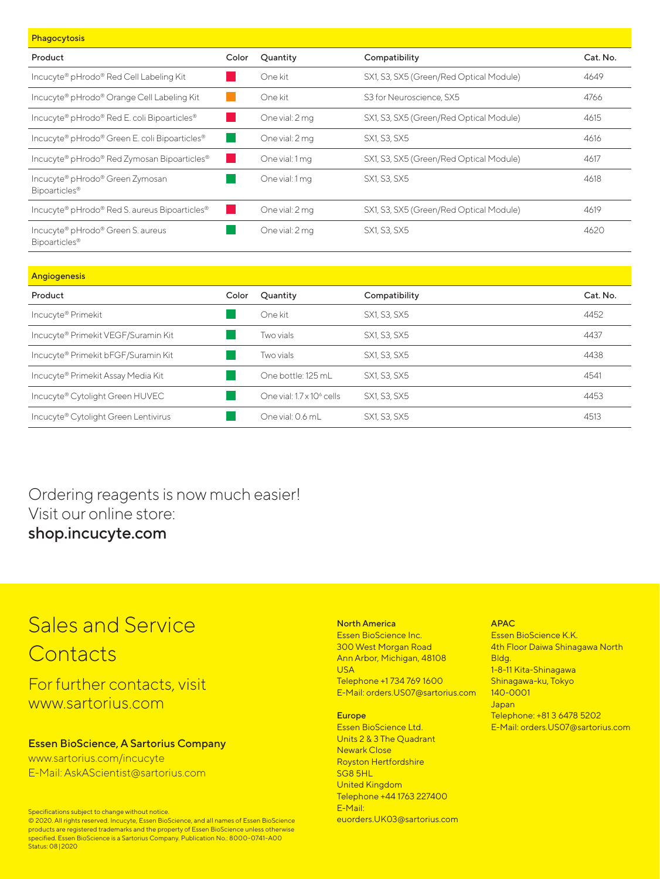## Phagocytosis

| Product | Color | Quantity | Compatibility | Cat. No. |
|---|---|---|---|---|
| Incucyte® pHrodo® Red Cell Labeling Kit | Red | One kit | SX1, S3, SX5 (Green/Red Optical Module) | 4649 |
| Incucyte® pHrodo® Orange Cell Labeling Kit | Orange | One kit | S3 for Neuroscience, SX5 | 4766 |
| Incucyte® pHrodo® Red E. coli Bipoarticles® | Red | One vial: 2 mg | SX1, S3, SX5 (Green/Red Optical Module) | 4615 |
| Incucyte® pHrodo® Green E. coli Bipoarticles® | Green | One vial: 2 mg | SX1, S3, SX5 | 4616 |
| Incucyte® pHrodo® Red Zymosan Bipoarticles® | Red | One vial: 1 mg | SX1, S3, SX5 (Green/Red Optical Module) | 4617 |
| Incucyte® pHrodo® Green Zymosan Bipoarticles® | Green | One vial: 1 mg | SX1, S3, SX5 | 4618 |
| Incucyte® pHrodo® Red S. aureus Bipoarticles® | Red | One vial: 2 mg | SX1, S3, SX5 (Green/Red Optical Module) | 4619 |
| Incucyte® pHrodo® Green S. aureus Bipoarticles® | Green | One vial: 2 mg | SX1, S3, SX5 | 4620 |

## Angiogenesis

| Product | Color | Quantity | Compatibility | Cat. No. |
|---|---|---|---|---|
| Incucyte® Primekit | Green | One kit | SX1, S3, SX5 | 4452 |
| Incucyte® Primekit VEGF/Suramin Kit | Green | Two vials | SX1, S3, SX5 | 4437 |
| Incucyte® Primekit bFGF/Suramin Kit | Green | Two vials | SX1, S3, SX5 | 4438 |
| Incucyte® Primekit Assay Media Kit | Green | One bottle: 125 mL | SX1, S3, SX5 | 4541 |
| Incucyte® Cytolight Green HUVEC | Green | One vial: $1.7 \times 10^6$ cells | SX1, S3, SX5 | 4453 |
| Incucyte® Cytolight Green Lentivirus | Green | One vial: 0.6 mL | SX1, S3, SX5 | 4513 |

Ordering reagents is now much easier!
Visit our online store:
**shop.incucyte.com**

# Sales and Service Contacts

For further contacts, visit
www.sartorius.com

**Essen BioScience, A Sartorius Company**
www.sartorius.com/incucyte
E-Mail: AskAScientist@sartorius.com

**North America**
Essen BioScience Inc.
300 West Morgan Road
Ann Arbor, Michigan, 48108
USA
Telephone +1 734 769 1600
E-Mail: orders.US07@sartorius.com

**Europe**
Essen BioScience Ltd.
Units 2 & 3 The Quadrant
Newark Close
Royston Hertfordshire
SG8 5HL
United Kingdom
Telephone +44 1763 227400
E-Mail:
euorders.UK03@sartorius.com

**APAC**
Essen BioScience K.K.
4th Floor Daiwa Shinagawa North Bldg.
1-8-11 Kita-Shinagawa
Shinagawa-ku, Tokyo
140-0001
Japan
Telephone: +81 3 6478 5202
E-Mail: orders.US07@sartorius.com

Specifications subject to change without notice.
© 2020. All rights reserved. Incucyte, Essen BioScience, and all names of Essen BioScience products are registered trademarks and the property of Essen BioScience unless otherwise specified. Essen BioScience is a Sartorius Company. Publication No.: 8000-0741-A00
Status: 08 | 2020